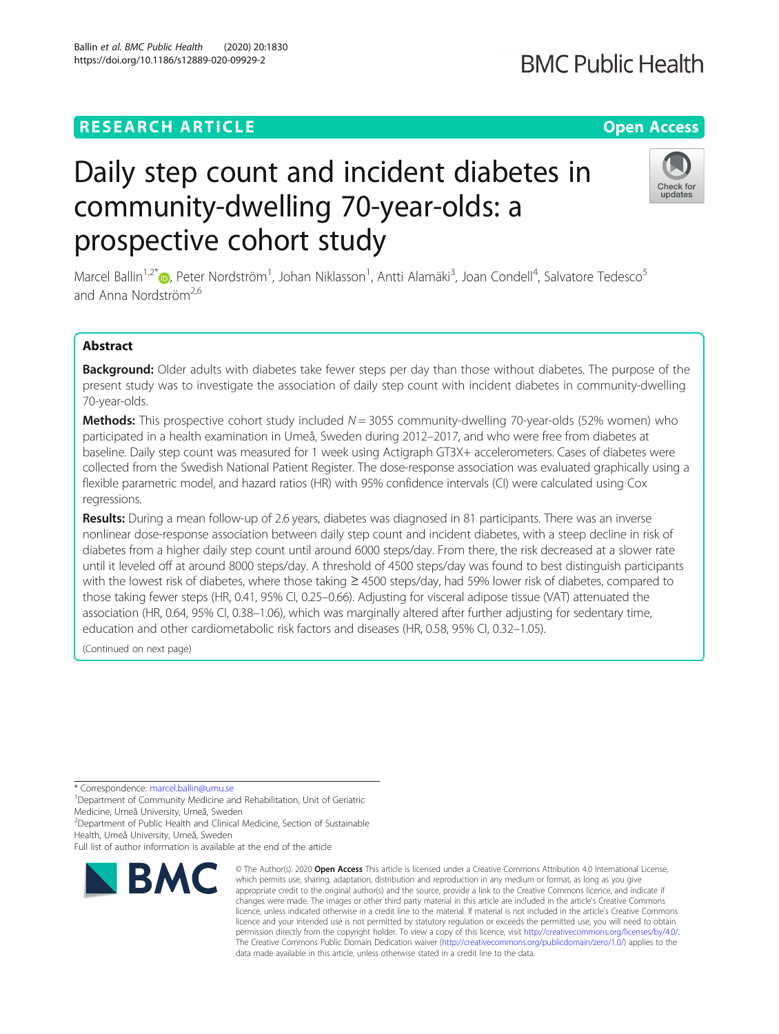RESEARCH ARTICLE

Open Access

# Daily step count and incident diabetes in community-dwelling 70-year-olds: a prospective cohort study

Marcel Ballin[1,2*], Peter Nordström[1], Johan Niklasson[1], Antti Alamäki[3], Joan Condell[4], Salvatore Tedesco[5] and Anna Nordström[2,6]

## Abstract

**Background:** Older adults with diabetes take fewer steps per day than those without diabetes. The purpose of the present study was to investigate the association of daily step count with incident diabetes in community-dwelling 70-year-olds.

**Methods:** This prospective cohort study included $N = 3055$ community-dwelling 70-year-olds (52% women) who participated in a health examination in Umeå, Sweden during 2012–2017, and who were free from diabetes at baseline. Daily step count was measured for 1 week using Actigraph GT3X+ accelerometers. Cases of diabetes were collected from the Swedish National Patient Register. The dose-response association was evaluated graphically using a flexible parametric model, and hazard ratios (HR) with 95% confidence intervals (CI) were calculated using Cox regressions.

**Results:** During a mean follow-up of 2.6 years, diabetes was diagnosed in 81 participants. There was an inverse nonlinear dose-response association between daily step count and incident diabetes, with a steep decline in risk of diabetes from a higher daily step count until around 6000 steps/day. From there, the risk decreased at a slower rate until it leveled off at around 8000 steps/day. A threshold of 4500 steps/day was found to best distinguish participants with the lowest risk of diabetes, where those taking ≥ 4500 steps/day, had 59% lower risk of diabetes, compared to those taking fewer steps (HR, 0.41, 95% CI, 0.25–0.66). Adjusting for visceral adipose tissue (VAT) attenuated the association (HR, 0.64, 95% CI, 0.38–1.06), which was marginally altered after further adjusting for sedentary time, education and other cardiometabolic risk factors and diseases (HR, 0.58, 95% CI, 0.32–1.05).

(Continued on next page)

\* Correspondence: marcel.ballin@umu.se

[1]Department of Community Medicine and Rehabilitation, Unit of Geriatric Medicine, Umeå University, Umeå, Sweden

[2]Department of Public Health and Clinical Medicine, Section of Sustainable Health, Umeå University, Umeå, Sweden

Full list of author information is available at the end of the article

© The Author(s). 2020 **Open Access** This article is licensed under a Creative Commons Attribution 4.0 International License, which permits use, sharing, adaptation, distribution and reproduction in any medium or format, as long as you give appropriate credit to the original author(s) and the source, provide a link to the Creative Commons licence, and indicate if changes were made. The images or other third party material in this article are included in the article's Creative Commons licence, unless indicated otherwise in a credit line to the material. If material is not included in the article's Creative Commons licence and your intended use is not permitted by statutory regulation or exceeds the permitted use, you will need to obtain permission directly from the copyright holder. To view a copy of this licence, visit http://creativecommons.org/licenses/by/4.0/. The Creative Commons Public Domain Dedication waiver (http://creativecommons.org/publicdomain/zero/1.0/) applies to the data made available in this article, unless otherwise stated in a credit line to the data.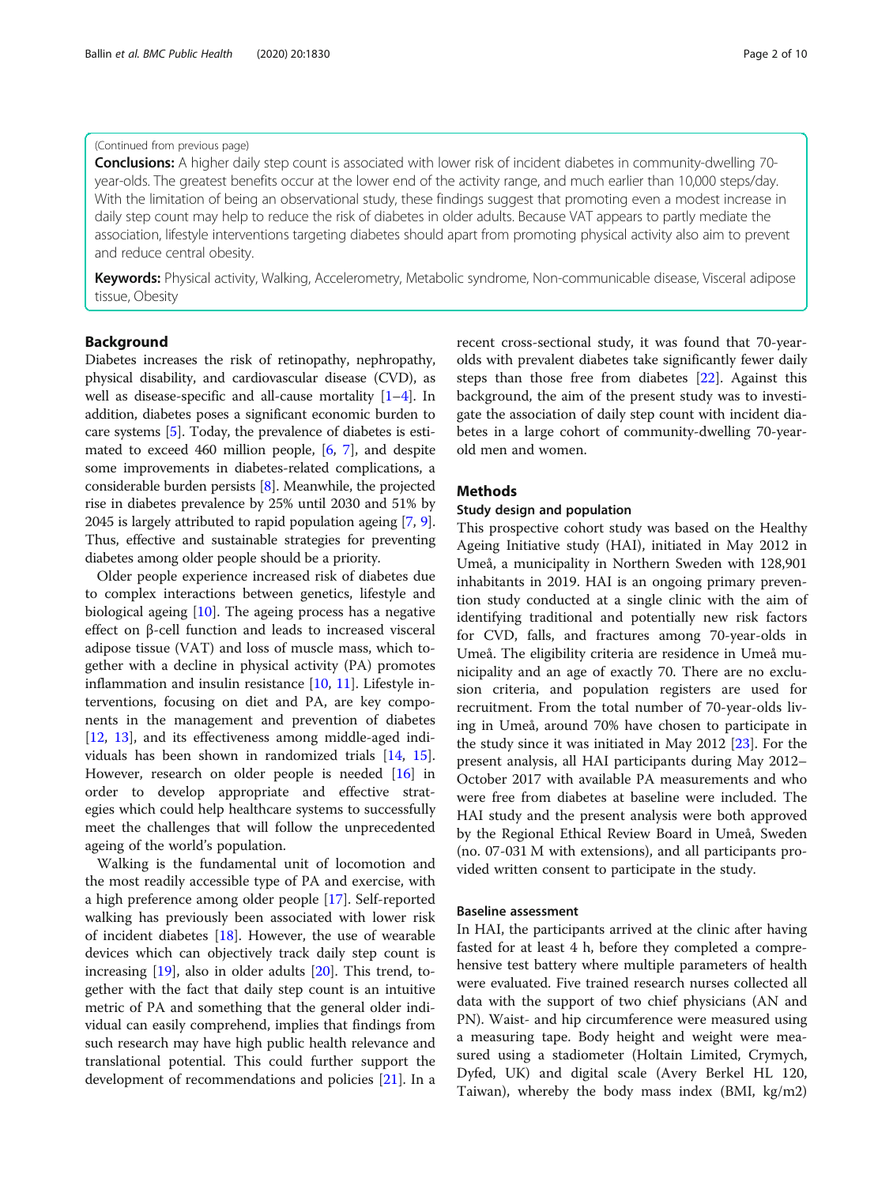(Continued from previous page)

**Conclusions:** A higher daily step count is associated with lower risk of incident diabetes in community-dwelling 70-year-olds. The greatest benefits occur at the lower end of the activity range, and much earlier than 10,000 steps/day. With the limitation of being an observational study, these findings suggest that promoting even a modest increase in daily step count may help to reduce the risk of diabetes in older adults. Because VAT appears to partly mediate the association, lifestyle interventions targeting diabetes should apart from promoting physical activity also aim to prevent and reduce central obesity.

**Keywords:** Physical activity, Walking, Accelerometry, Metabolic syndrome, Non-communicable disease, Visceral adipose tissue, Obesity

## Background

Diabetes increases the risk of retinopathy, nephropathy, physical disability, and cardiovascular disease (CVD), as well as disease-specific and all-cause mortality [1–4]. In addition, diabetes poses a significant economic burden to care systems [5]. Today, the prevalence of diabetes is estimated to exceed 460 million people, [6, 7], and despite some improvements in diabetes-related complications, a considerable burden persists [8]. Meanwhile, the projected rise in diabetes prevalence by 25% until 2030 and 51% by 2045 is largely attributed to rapid population ageing [7, 9]. Thus, effective and sustainable strategies for preventing diabetes among older people should be a priority.

Older people experience increased risk of diabetes due to complex interactions between genetics, lifestyle and biological ageing [10]. The ageing process has a negative effect on β-cell function and leads to increased visceral adipose tissue (VAT) and loss of muscle mass, which together with a decline in physical activity (PA) promotes inflammation and insulin resistance [10, 11]. Lifestyle interventions, focusing on diet and PA, are key components in the management and prevention of diabetes [12, 13], and its effectiveness among middle-aged individuals has been shown in randomized trials [14, 15]. However, research on older people is needed [16] in order to develop appropriate and effective strategies which could help healthcare systems to successfully meet the challenges that will follow the unprecedented ageing of the world's population.

Walking is the fundamental unit of locomotion and the most readily accessible type of PA and exercise, with a high preference among older people [17]. Self-reported walking has previously been associated with lower risk of incident diabetes [18]. However, the use of wearable devices which can objectively track daily step count is increasing [19], also in older adults [20]. This trend, together with the fact that daily step count is an intuitive metric of PA and something that the general older individual can easily comprehend, implies that findings from such research may have high public health relevance and translational potential. This could further support the development of recommendations and policies [21]. In a recent cross-sectional study, it was found that 70-year-olds with prevalent diabetes take significantly fewer daily steps than those free from diabetes [22]. Against this background, the aim of the present study was to investigate the association of daily step count with incident diabetes in a large cohort of community-dwelling 70-year-old men and women.

## Methods

### Study design and population

This prospective cohort study was based on the Healthy Ageing Initiative study (HAI), initiated in May 2012 in Umeå, a municipality in Northern Sweden with 128,901 inhabitants in 2019. HAI is an ongoing primary prevention study conducted at a single clinic with the aim of identifying traditional and potentially new risk factors for CVD, falls, and fractures among 70-year-olds in Umeå. The eligibility criteria are residence in Umeå municipality and an age of exactly 70. There are no exclusion criteria, and population registers are used for recruitment. From the total number of 70-year-olds living in Umeå, around 70% have chosen to participate in the study since it was initiated in May 2012 [23]. For the present analysis, all HAI participants during May 2012–October 2017 with available PA measurements and who were free from diabetes at baseline were included. The HAI study and the present analysis were both approved by the Regional Ethical Review Board in Umeå, Sweden (no. 07-031 M with extensions), and all participants provided written consent to participate in the study.

### Baseline assessment

In HAI, the participants arrived at the clinic after having fasted for at least 4 h, before they completed a comprehensive test battery where multiple parameters of health were evaluated. Five trained research nurses collected all data with the support of two chief physicians (AN and PN). Waist- and hip circumference were measured using a measuring tape. Body height and weight were measured using a stadiometer (Holtain Limited, Crymych, Dyfed, UK) and digital scale (Avery Berkel HL 120, Taiwan), whereby the body mass index (BMI, kg/m2)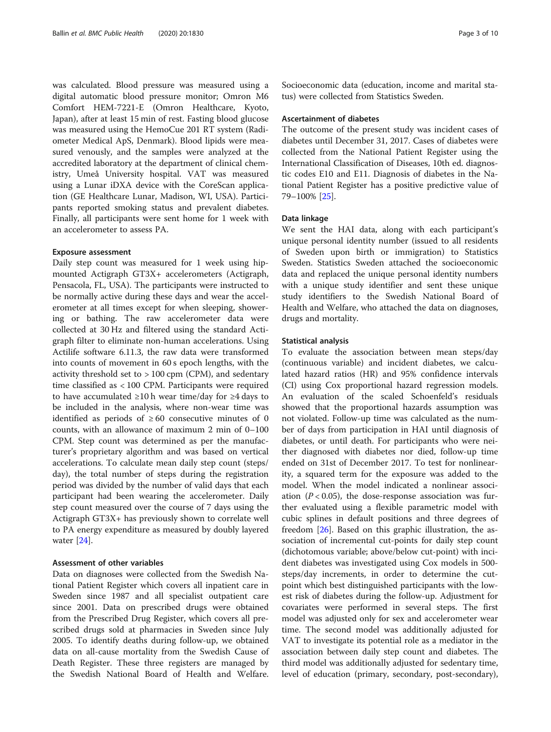was calculated. Blood pressure was measured using a digital automatic blood pressure monitor; Omron M6 Comfort HEM-7221-E (Omron Healthcare, Kyoto, Japan), after at least 15 min of rest. Fasting blood glucose was measured using the HemoCue 201 RT system (Radiometer Medical ApS, Denmark). Blood lipids were measured venously, and the samples were analyzed at the accredited laboratory at the department of clinical chemistry, Umeå University hospital. VAT was measured using a Lunar iDXA device with the CoreScan application (GE Healthcare Lunar, Madison, WI, USA). Participants reported smoking status and prevalent diabetes. Finally, all participants were sent home for 1 week with an accelerometer to assess PA.

### Exposure assessment

Daily step count was measured for 1 week using hip-mounted Actigraph GT3X+ accelerometers (Actigraph, Pensacola, FL, USA). The participants were instructed to be normally active during these days and wear the accelerometer at all times except for when sleeping, showering or bathing. The raw accelerometer data were collected at 30 Hz and filtered using the standard Actigraph filter to eliminate non-human accelerations. Using Actilife software 6.11.3, the raw data were transformed into counts of movement in 60 s epoch lengths, with the activity threshold set to > 100 cpm (CPM), and sedentary time classified as < 100 CPM. Participants were required to have accumulated ≥10 h wear time/day for ≥4 days to be included in the analysis, where non-wear time was identified as periods of ≥ 60 consecutive minutes of 0 counts, with an allowance of maximum 2 min of 0–100 CPM. Step count was determined as per the manufacturer's proprietary algorithm and was based on vertical accelerations. To calculate mean daily step count (steps/day), the total number of steps during the registration period was divided by the number of valid days that each participant had been wearing the accelerometer. Daily step count measured over the course of 7 days using the Actigraph GT3X+ has previously shown to correlate well to PA energy expenditure as measured by doubly layered water [24].

### Assessment of other variables

Data on diagnoses were collected from the Swedish National Patient Register which covers all inpatient care in Sweden since 1987 and all specialist outpatient care since 2001. Data on prescribed drugs were obtained from the Prescribed Drug Register, which covers all prescribed drugs sold at pharmacies in Sweden since July 2005. To identify deaths during follow-up, we obtained data on all-cause mortality from the Swedish Cause of Death Register. These three registers are managed by the Swedish National Board of Health and Welfare. Socioeconomic data (education, income and marital status) were collected from Statistics Sweden.

### Ascertainment of diabetes

The outcome of the present study was incident cases of diabetes until December 31, 2017. Cases of diabetes were collected from the National Patient Register using the International Classification of Diseases, 10th ed. diagnostic codes E10 and E11. Diagnosis of diabetes in the National Patient Register has a positive predictive value of 79–100% [25].

### Data linkage

We sent the HAI data, along with each participant's unique personal identity number (issued to all residents of Sweden upon birth or immigration) to Statistics Sweden. Statistics Sweden attached the socioeconomic data and replaced the unique personal identity numbers with a unique study identifier and sent these unique study identifiers to the Swedish National Board of Health and Welfare, who attached the data on diagnoses, drugs and mortality.

### Statistical analysis

To evaluate the association between mean steps/day (continuous variable) and incident diabetes, we calculated hazard ratios (HR) and 95% confidence intervals (CI) using Cox proportional hazard regression models. An evaluation of the scaled Schoenfeld's residuals showed that the proportional hazards assumption was not violated. Follow-up time was calculated as the number of days from participation in HAI until diagnosis of diabetes, or until death. For participants who were neither diagnosed with diabetes nor died, follow-up time ended on 31st of December 2017. To test for nonlinearity, a squared term for the exposure was added to the model. When the model indicated a nonlinear association ($P < 0.05$), the dose-response association was further evaluated using a flexible parametric model with cubic splines in default positions and three degrees of freedom [26]. Based on this graphic illustration, the association of incremental cut-points for daily step count (dichotomous variable; above/below cut-point) with incident diabetes was investigated using Cox models in 500-steps/day increments, in order to determine the cut-point which best distinguished participants with the lowest risk of diabetes during the follow-up. Adjustment for covariates were performed in several steps. The first model was adjusted only for sex and accelerometer wear time. The second model was additionally adjusted for VAT to investigate its potential role as a mediator in the association between daily step count and diabetes. The third model was additionally adjusted for sedentary time, level of education (primary, secondary, post-secondary),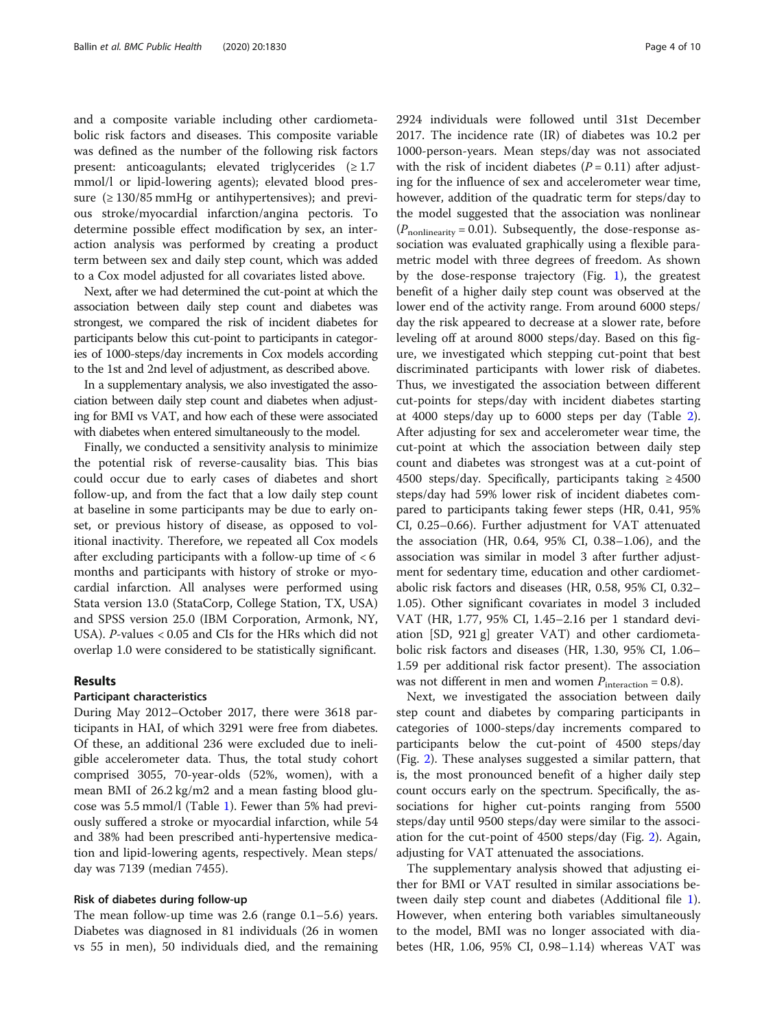and a composite variable including other cardiometabolic risk factors and diseases. This composite variable was defined as the number of the following risk factors present: anticoagulants; elevated triglycerides (≥ 1.7 mmol/l or lipid-lowering agents); elevated blood pressure (≥ 130/85 mmHg or antihypertensives); and previous stroke/myocardial infarction/angina pectoris. To determine possible effect modification by sex, an interaction analysis was performed by creating a product term between sex and daily step count, which was added to a Cox model adjusted for all covariates listed above.

Next, after we had determined the cut-point at which the association between daily step count and diabetes was strongest, we compared the risk of incident diabetes for participants below this cut-point to participants in categories of 1000-steps/day increments in Cox models according to the 1st and 2nd level of adjustment, as described above.

In a supplementary analysis, we also investigated the association between daily step count and diabetes when adjusting for BMI vs VAT, and how each of these were associated with diabetes when entered simultaneously to the model.

Finally, we conducted a sensitivity analysis to minimize the potential risk of reverse-causality bias. This bias could occur due to early cases of diabetes and short follow-up, and from the fact that a low daily step count at baseline in some participants may be due to early onset, or previous history of disease, as opposed to volitional inactivity. Therefore, we repeated all Cox models after excluding participants with a follow-up time of < 6 months and participants with history of stroke or myocardial infarction. All analyses were performed using Stata version 13.0 (StataCorp, College Station, TX, USA) and SPSS version 25.0 (IBM Corporation, Armonk, NY, USA). *P*-values < 0.05 and CIs for the HRs which did not overlap 1.0 were considered to be statistically significant.

## Results

### Participant characteristics

During May 2012–October 2017, there were 3618 participants in HAI, of which 3291 were free from diabetes. Of these, an additional 236 were excluded due to ineligible accelerometer data. Thus, the total study cohort comprised 3055, 70-year-olds (52%, women), with a mean BMI of 26.2 kg/m2 and a mean fasting blood glucose was 5.5 mmol/l (Table 1). Fewer than 5% had previously suffered a stroke or myocardial infarction, while 54 and 38% had been prescribed anti-hypertensive medication and lipid-lowering agents, respectively. Mean steps/day was 7139 (median 7455).

### Risk of diabetes during follow-up

The mean follow-up time was 2.6 (range 0.1–5.6) years. Diabetes was diagnosed in 81 individuals (26 in women vs 55 in men), 50 individuals died, and the remaining 2924 individuals were followed until 31st December 2017. The incidence rate (IR) of diabetes was 10.2 per 1000-person-years. Mean steps/day was not associated with the risk of incident diabetes ($P = 0.11$) after adjusting for the influence of sex and accelerometer wear time, however, addition of the quadratic term for steps/day to the model suggested that the association was nonlinear ($P_{\text{nonlinearity}} = 0.01$). Subsequently, the dose-response association was evaluated graphically using a flexible parametric model with three degrees of freedom. As shown by the dose-response trajectory (Fig. 1), the greatest benefit of a higher daily step count was observed at the lower end of the activity range. From around 6000 steps/day the risk appeared to decrease at a slower rate, before leveling off at around 8000 steps/day. Based on this figure, we investigated which stepping cut-point that best discriminated participants with lower risk of diabetes. Thus, we investigated the association between different cut-points for steps/day with incident diabetes starting at 4000 steps/day up to 6000 steps per day (Table 2). After adjusting for sex and accelerometer wear time, the cut-point at which the association between daily step count and diabetes was strongest was at a cut-point of 4500 steps/day. Specifically, participants taking ≥ 4500 steps/day had 59% lower risk of incident diabetes compared to participants taking fewer steps (HR, 0.41, 95% CI, 0.25–0.66). Further adjustment for VAT attenuated the association (HR, 0.64, 95% CI, 0.38–1.06), and the association was similar in model 3 after further adjustment for sedentary time, education and other cardiometabolic risk factors and diseases (HR, 0.58, 95% CI, 0.32–1.05). Other significant covariates in model 3 included VAT (HR, 1.77, 95% CI, 1.45–2.16 per 1 standard deviation [SD, 921 g] greater VAT) and other cardiometabolic risk factors and diseases (HR, 1.30, 95% CI, 1.06–1.59 per additional risk factor present). The association was not different in men and women $P_{\text{interaction}} = 0.8$).

Next, we investigated the association between daily step count and diabetes by comparing participants in categories of 1000-steps/day increments compared to participants below the cut-point of 4500 steps/day (Fig. 2). These analyses suggested a similar pattern, that is, the most pronounced benefit of a higher daily step count occurs early on the spectrum. Specifically, the associations for higher cut-points ranging from 5500 steps/day until 9500 steps/day were similar to the association for the cut-point of 4500 steps/day (Fig. 2). Again, adjusting for VAT attenuated the associations.

The supplementary analysis showed that adjusting either for BMI or VAT resulted in similar associations between daily step count and diabetes (Additional file 1). However, when entering both variables simultaneously to the model, BMI was no longer associated with diabetes (HR, 1.06, 95% CI, 0.98–1.14) whereas VAT was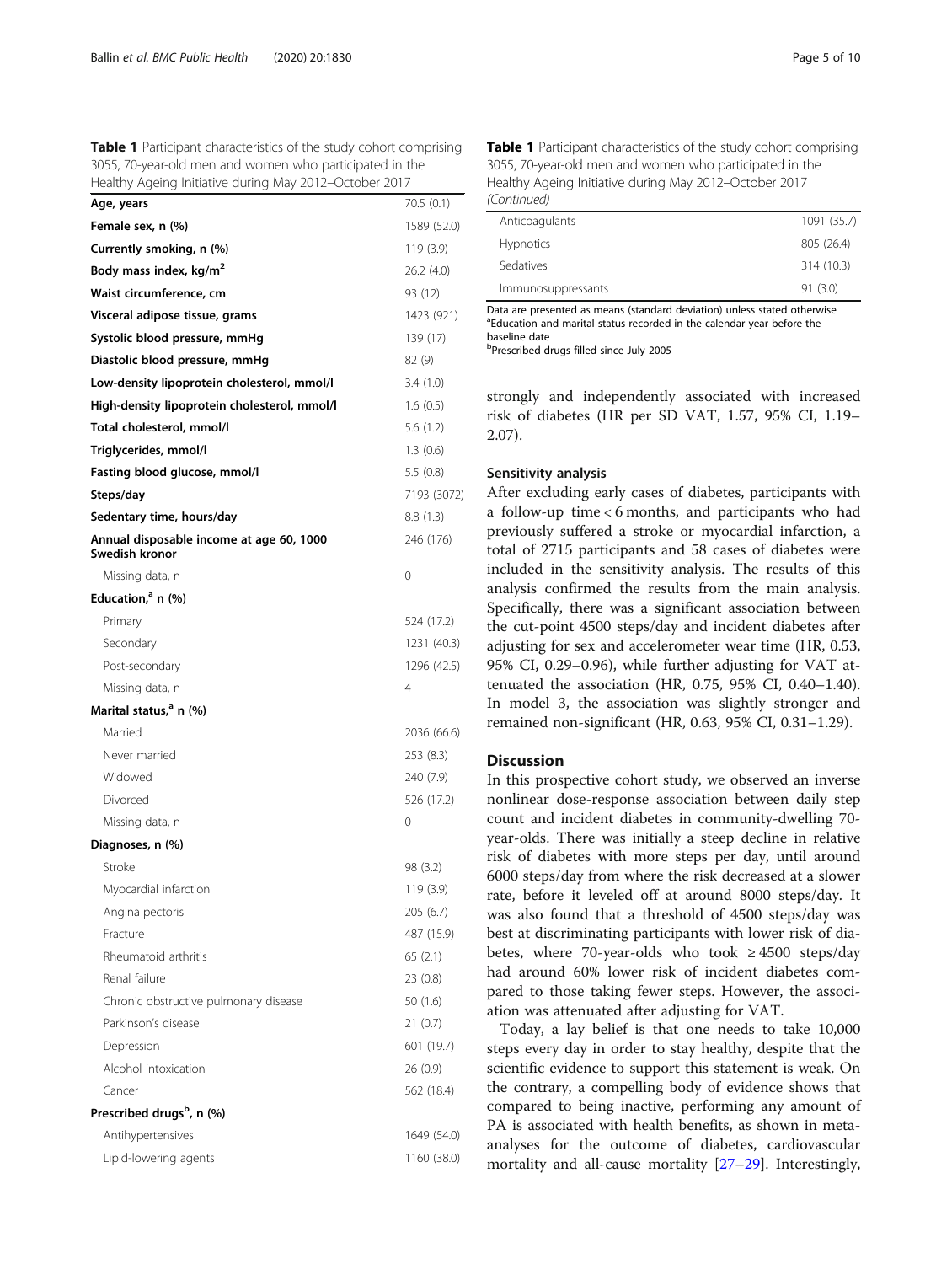**Table 1** Participant characteristics of the study cohort comprising 3055, 70-year-old men and women who participated in the Healthy Ageing Initiative during May 2012–October 2017

| | |
|---|---|
| **Age, years** | 70.5 (0.1) |
| **Female sex, n (%)** | 1589 (52.0) |
| **Currently smoking, n (%)** | 119 (3.9) |
| **Body mass index, kg/m$^2$** | 26.2 (4.0) |
| **Waist circumference, cm** | 93 (12) |
| **Visceral adipose tissue, grams** | 1423 (921) |
| **Systolic blood pressure, mmHg** | 139 (17) |
| **Diastolic blood pressure, mmHg** | 82 (9) |
| **Low-density lipoprotein cholesterol, mmol/l** | 3.4 (1.0) |
| **High-density lipoprotein cholesterol, mmol/l** | 1.6 (0.5) |
| **Total cholesterol, mmol/l** | 5.6 (1.2) |
| **Triglycerides, mmol/l** | 1.3 (0.6) |
| **Fasting blood glucose, mmol/l** | 5.5 (0.8) |
| **Steps/day** | 7193 (3072) |
| **Sedentary time, hours/day** | 8.8 (1.3) |
| **Annual disposable income at age 60, 1000 Swedish kronor** | 246 (176) |
| Missing data, n | 0 |
| **Education,[a] n (%)** | |
| Primary | 524 (17.2) |
| Secondary | 1231 (40.3) |
| Post-secondary | 1296 (42.5) |
| Missing data, n | 4 |
| **Marital status,[a] n (%)** | |
| Married | 2036 (66.6) |
| Never married | 253 (8.3) |
| Widowed | 240 (7.9) |
| Divorced | 526 (17.2) |
| Missing data, n | 0 |
| **Diagnoses, n (%)** | |
| Stroke | 98 (3.2) |
| Myocardial infarction | 119 (3.9) |
| Angina pectoris | 205 (6.7) |
| Fracture | 487 (15.9) |
| Rheumatoid arthritis | 65 (2.1) |
| Renal failure | 23 (0.8) |
| Chronic obstructive pulmonary disease | 50 (1.6) |
| Parkinson's disease | 21 (0.7) |
| Depression | 601 (19.7) |
| Alcohol intoxication | 26 (0.9) |
| Cancer | 562 (18.4) |
| **Prescribed drugs[b], n (%)** | |
| Antihypertensives | 1649 (54.0) |
| Lipid-lowering agents | 1160 (38.0) |
| Anticoagulants | 1091 (35.7) |
| Hypnotics | 805 (26.4) |
| Sedatives | 314 (10.3) |
| Immunosuppressants | 91 (3.0) |

Data are presented as means (standard deviation) unless stated otherwise
[a]Education and marital status recorded in the calendar year before the baseline date
[b]Prescribed drugs filled since July 2005

strongly and independently associated with increased risk of diabetes (HR per SD VAT, 1.57, 95% CI, 1.19–2.07).

### Sensitivity analysis

After excluding early cases of diabetes, participants with a follow-up time < 6 months, and participants who had previously suffered a stroke or myocardial infarction, a total of 2715 participants and 58 cases of diabetes were included in the sensitivity analysis. The results of this analysis confirmed the results from the main analysis. Specifically, there was a significant association between the cut-point 4500 steps/day and incident diabetes after adjusting for sex and accelerometer wear time (HR, 0.53, 95% CI, 0.29–0.96), while further adjusting for VAT attenuated the association (HR, 0.75, 95% CI, 0.40–1.40). In model 3, the association was slightly stronger and remained non-significant (HR, 0.63, 95% CI, 0.31–1.29).

## Discussion

In this prospective cohort study, we observed an inverse nonlinear dose-response association between daily step count and incident diabetes in community-dwelling 70-year-olds. There was initially a steep decline in relative risk of diabetes with more steps per day, until around 6000 steps/day from where the risk decreased at a slower rate, before it leveled off at around 8000 steps/day. It was also found that a threshold of 4500 steps/day was best at discriminating participants with lower risk of diabetes, where 70-year-olds who took ≥ 4500 steps/day had around 60% lower risk of incident diabetes compared to those taking fewer steps. However, the association was attenuated after adjusting for VAT.

Today, a lay belief is that one needs to take 10,000 steps every day in order to stay healthy, despite that the scientific evidence to support this statement is weak. On the contrary, a compelling body of evidence shows that compared to being inactive, performing any amount of PA is associated with health benefits, as shown in meta-analyses for the outcome of diabetes, cardiovascular mortality and all-cause mortality [27–29]. Interestingly,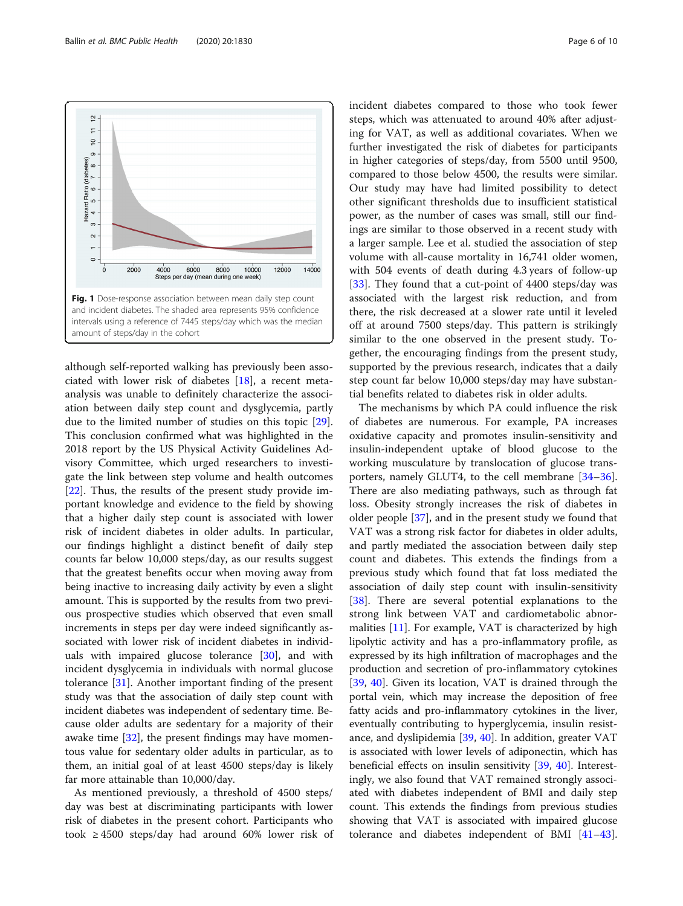Fig. 1 Dose-response association between mean daily step count and incident diabetes. The shaded area represents 95% confidence intervals using a reference of 7445 steps/day which was the median amount of steps/day in the cohort

although self-reported walking has previously been associated with lower risk of diabetes [18], a recent meta-analysis was unable to definitely characterize the association between daily step count and dysglycemia, partly due to the limited number of studies on this topic [29]. This conclusion confirmed what was highlighted in the 2018 report by the US Physical Activity Guidelines Advisory Committee, which urged researchers to investigate the link between step volume and health outcomes [22]. Thus, the results of the present study provide important knowledge and evidence to the field by showing that a higher daily step count is associated with lower risk of incident diabetes in older adults. In particular, our findings highlight a distinct benefit of daily step counts far below 10,000 steps/day, as our results suggest that the greatest benefits occur when moving away from being inactive to increasing daily activity by even a slight amount. This is supported by the results from two previous prospective studies which observed that even small increments in steps per day were indeed significantly associated with lower risk of incident diabetes in individuals with impaired glucose tolerance [30], and with incident dysglycemia in individuals with normal glucose tolerance [31]. Another important finding of the present study was that the association of daily step count with incident diabetes was independent of sedentary time. Because older adults are sedentary for a majority of their awake time [32], the present findings may have momentous value for sedentary older adults in particular, as to them, an initial goal of at least 4500 steps/day is likely far more attainable than 10,000/day.

As mentioned previously, a threshold of 4500 steps/day was best at discriminating participants with lower risk of diabetes in the present cohort. Participants who took ≥ 4500 steps/day had around 60% lower risk of incident diabetes compared to those who took fewer steps, which was attenuated to around 40% after adjusting for VAT, as well as additional covariates. When we further investigated the risk of diabetes for participants in higher categories of steps/day, from 5500 until 9500, compared to those below 4500, the results were similar. Our study may have had limited possibility to detect other significant thresholds due to insufficient statistical power, as the number of cases was small, still our findings are similar to those observed in a recent study with a larger sample. Lee et al. studied the association of step volume with all-cause mortality in 16,741 older women, with 504 events of death during 4.3 years of follow-up [33]. They found that a cut-point of 4400 steps/day was associated with the largest risk reduction, and from there, the risk decreased at a slower rate until it leveled off at around 7500 steps/day. This pattern is strikingly similar to the one observed in the present study. Together, the encouraging findings from the present study, supported by the previous research, indicates that a daily step count far below 10,000 steps/day may have substantial benefits related to diabetes risk in older adults.

The mechanisms by which PA could influence the risk of diabetes are numerous. For example, PA increases oxidative capacity and promotes insulin-sensitivity and insulin-independent uptake of blood glucose to the working musculature by translocation of glucose transporters, namely GLUT4, to the cell membrane [34–36]. There are also mediating pathways, such as through fat loss. Obesity strongly increases the risk of diabetes in older people [37], and in the present study we found that VAT was a strong risk factor for diabetes in older adults, and partly mediated the association between daily step count and diabetes. This extends the findings from a previous study which found that fat loss mediated the association of daily step count with insulin-sensitivity [38]. There are several potential explanations to the strong link between VAT and cardiometabolic abnormalities [11]. For example, VAT is characterized by high lipolytic activity and has a pro-inflammatory profile, as expressed by its high infiltration of macrophages and the production and secretion of pro-inflammatory cytokines [39, 40]. Given its location, VAT is drained through the portal vein, which may increase the deposition of free fatty acids and pro-inflammatory cytokines in the liver, eventually contributing to hyperglycemia, insulin resistance, and dyslipidemia [39, 40]. In addition, greater VAT is associated with lower levels of adiponectin, which has beneficial effects on insulin sensitivity [39, 40]. Interestingly, we also found that VAT remained strongly associated with diabetes independent of BMI and daily step count. This extends the findings from previous studies showing that VAT is associated with impaired glucose tolerance and diabetes independent of BMI [41–43].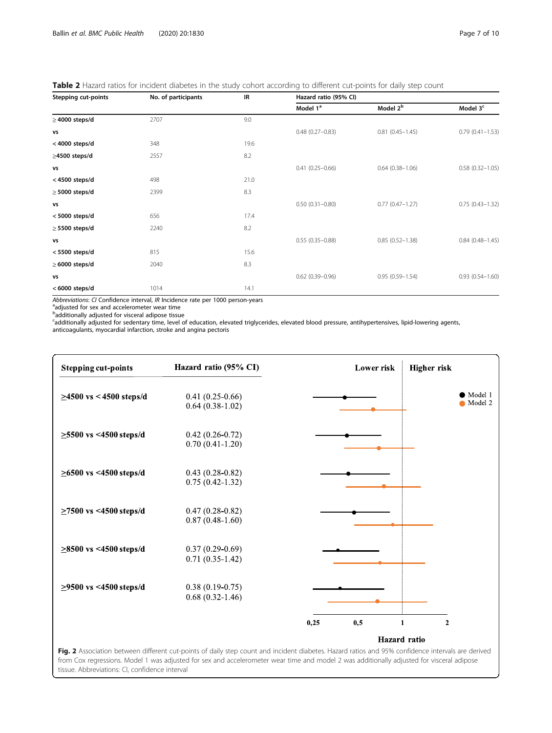**Table 2** Hazard ratios for incident diabetes in the study cohort according to different cut-points for daily step count

| Stepping cut-points | No. of participants | IR | Hazard ratio (95% CI) | | |
|---|---|---|---|---|---|
| | | | Model 1[a] | Model 2[b] | Model 3[c] |
| ≥ 4000 steps/d | 2707 | 9.0 | | | |
| vs | | | 0.48 (0.27–0.83) | 0.81 (0.45–1.45) | 0.79 (0.41–1.53) |
| < 4000 steps/d | 348 | 19.6 | | | |
| ≥4500 steps/d | 2557 | 8.2 | | | |
| vs | | | 0.41 (0.25–0.66) | 0.64 (0.38–1.06) | 0.58 (0.32–1.05) |
| < 4500 steps/d | 498 | 21.0 | | | |
| ≥ 5000 steps/d | 2399 | 8.3 | | | |
| vs | | | 0.50 (0.31–0.80) | 0.77 (0.47–1.27) | 0.75 (0.43–1.32) |
| < 5000 steps/d | 656 | 17.4 | | | |
| ≥ 5500 steps/d | 2240 | 8.2 | | | |
| vs | | | 0.55 (0.35–0.88) | 0.85 (0.52–1.38) | 0.84 (0.48–1.45) |
| < 5500 steps/d | 815 | 15.6 | | | |
| ≥ 6000 steps/d | 2040 | 8.3 | | | |
| vs | | | 0.62 (0.39–0.96) | 0.95 (0.59–1.54) | 0.93 (0.54–1.60) |
| < 6000 steps/d | 1014 | 14.1 | | | |

*Abbreviations*: *CI* Confidence interval, *IR* Incidence rate per 1000 person-years
[a]adjusted for sex and accelerometer wear time
[b]additionally adjusted for visceral adipose tissue
[c]additionally adjusted for sedentary time, level of education, elevated triglycerides, elevated blood pressure, antihypertensives, lipid-lowering agents, anticoagulants, myocardial infarction, stroke and angina pectoris

| Stepping cut-points | Hazard ratio (95% CI) |
|---|---|
| ≥4500 vs < 4500 steps/d | 0.41 (0.25-0.66)<br>0.64 (0.38-1.02) |
| ≥5500 vs <4500 steps/d | 0.42 (0.26-0.72)<br>0.70 (0.41-1.20) |
| ≥6500 vs <4500 steps/d | 0.43 (0.28-0.82)<br>0.75 (0.42-1.32) |
| ≥7500 vs <4500 steps/d | 0.47 (0.28-0.82)<br>0.87 (0.48-1.60) |
| ≥8500 vs <4500 steps/d | 0.37 (0.29-0.69)<br>0.71 (0.35-1.42) |
| ≥9500 vs <4500 steps/d | 0.38 (0.19-0.75)<br>0.68 (0.32-1.46) |

**Fig. 2** Association between different cut-points of daily step count and incident diabetes. Hazard ratios and 95% confidence intervals are derived from Cox regressions. Model 1 was adjusted for sex and accelerometer wear time and model 2 was additionally adjusted for visceral adipose tissue. Abbreviations: CI, confidence interval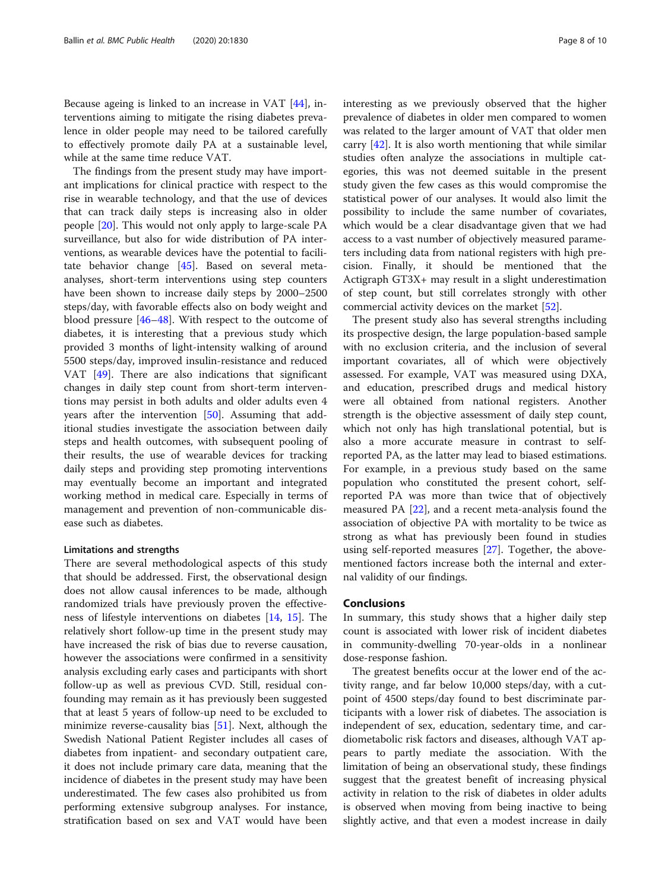Because ageing is linked to an increase in VAT [44], interventions aiming to mitigate the rising diabetes prevalence in older people may need to be tailored carefully to effectively promote daily PA at a sustainable level, while at the same time reduce VAT.

The findings from the present study may have important implications for clinical practice with respect to the rise in wearable technology, and that the use of devices that can track daily steps is increasing also in older people [20]. This would not only apply to large-scale PA surveillance, but also for wide distribution of PA interventions, as wearable devices have the potential to facilitate behavior change [45]. Based on several meta-analyses, short-term interventions using step counters have been shown to increase daily steps by 2000–2500 steps/day, with favorable effects also on body weight and blood pressure [46–48]. With respect to the outcome of diabetes, it is interesting that a previous study which provided 3 months of light-intensity walking of around 5500 steps/day, improved insulin-resistance and reduced VAT [49]. There are also indications that significant changes in daily step count from short-term interventions may persist in both adults and older adults even 4 years after the intervention [50]. Assuming that additional studies investigate the association between daily steps and health outcomes, with subsequent pooling of their results, the use of wearable devices for tracking daily steps and providing step promoting interventions may eventually become an important and integrated working method in medical care. Especially in terms of management and prevention of non-communicable disease such as diabetes.

### Limitations and strengths

There are several methodological aspects of this study that should be addressed. First, the observational design does not allow causal inferences to be made, although randomized trials have previously proven the effectiveness of lifestyle interventions on diabetes [14, 15]. The relatively short follow-up time in the present study may have increased the risk of bias due to reverse causation, however the associations were confirmed in a sensitivity analysis excluding early cases and participants with short follow-up as well as previous CVD. Still, residual confounding may remain as it has previously been suggested that at least 5 years of follow-up need to be excluded to minimize reverse-causality bias [51]. Next, although the Swedish National Patient Register includes all cases of diabetes from inpatient- and secondary outpatient care, it does not include primary care data, meaning that the incidence of diabetes in the present study may have been underestimated. The few cases also prohibited us from performing extensive subgroup analyses. For instance, stratification based on sex and VAT would have been interesting as we previously observed that the higher prevalence of diabetes in older men compared to women was related to the larger amount of VAT that older men carry [42]. It is also worth mentioning that while similar studies often analyze the associations in multiple categories, this was not deemed suitable in the present study given the few cases as this would compromise the statistical power of our analyses. It would also limit the possibility to include the same number of covariates, which would be a clear disadvantage given that we had access to a vast number of objectively measured parameters including data from national registers with high precision. Finally, it should be mentioned that the Actigraph GT3X+ may result in a slight underestimation of step count, but still correlates strongly with other commercial activity devices on the market [52].

The present study also has several strengths including its prospective design, the large population-based sample with no exclusion criteria, and the inclusion of several important covariates, all of which were objectively assessed. For example, VAT was measured using DXA, and education, prescribed drugs and medical history were all obtained from national registers. Another strength is the objective assessment of daily step count, which not only has high translational potential, but is also a more accurate measure in contrast to self-reported PA, as the latter may lead to biased estimations. For example, in a previous study based on the same population who constituted the present cohort, self-reported PA was more than twice that of objectively measured PA [22], and a recent meta-analysis found the association of objective PA with mortality to be twice as strong as what has previously been found in studies using self-reported measures [27]. Together, the above-mentioned factors increase both the internal and external validity of our findings.

## Conclusions

In summary, this study shows that a higher daily step count is associated with lower risk of incident diabetes in community-dwelling 70-year-olds in a nonlinear dose-response fashion.

The greatest benefits occur at the lower end of the activity range, and far below 10,000 steps/day, with a cut-point of 4500 steps/day found to best discriminate participants with a lower risk of diabetes. The association is independent of sex, education, sedentary time, and cardiometabolic risk factors and diseases, although VAT appears to partly mediate the association. With the limitation of being an observational study, these findings suggest that the greatest benefit of increasing physical activity in relation to the risk of diabetes in older adults is observed when moving from being inactive to being slightly active, and that even a modest increase in daily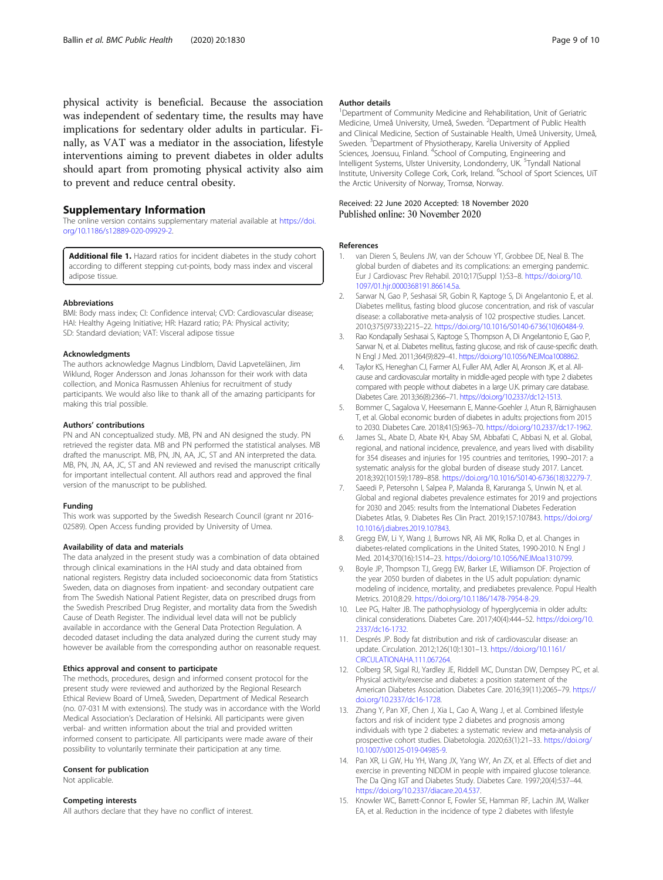physical activity is beneficial. Because the association was independent of sedentary time, the results may have implications for sedentary older adults in particular. Finally, as VAT was a mediator in the association, lifestyle interventions aiming to prevent diabetes in older adults should apart from promoting physical activity also aim to prevent and reduce central obesity.

## Supplementary Information

The online version contains supplementary material available at https://doi.org/10.1186/s12889-020-09929-2.

**Additional file 1.** Hazard ratios for incident diabetes in the study cohort according to different stepping cut-points, body mass index and visceral adipose tissue.

### Abbreviations

BMI: Body mass index; CI: Confidence interval; CVD: Cardiovascular disease; HAI: Healthy Ageing Initiative; HR: Hazard ratio; PA: Physical activity; SD: Standard deviation; VAT: Visceral adipose tissue

### Acknowledgments

The authors acknowledge Magnus Lindblom, David Lapveteläinen, Jim Wiklund, Roger Andersson and Jonas Johansson for their work with data collection, and Monica Rasmussen Ahlenius for recruitment of study participants. We would also like to thank all of the amazing participants for making this trial possible.

### Authors' contributions

PN and AN conceptualized study. MB, PN and AN designed the study. PN retrieved the register data. MB and PN performed the statistical analyses. MB drafted the manuscript. MB, PN, JN, AA, JC, ST and AN interpreted the data. MB, PN, JN, AA, JC, ST and AN reviewed and revised the manuscript critically for important intellectual content. All authors read and approved the final version of the manuscript to be published.

### Funding

This work was supported by the Swedish Research Council (grant nr 2016-02589). Open Access funding provided by University of Umea.

### Availability of data and materials

The data analyzed in the present study was a combination of data obtained through clinical examinations in the HAI study and data obtained from national registers. Registry data included socioeconomic data from Statistics Sweden, data on diagnoses from inpatient- and secondary outpatient care from The Swedish National Patient Register, data on prescribed drugs from the Swedish Prescribed Drug Register, and mortality data from the Swedish Cause of Death Register. The individual level data will not be publicly available in accordance with the General Data Protection Regulation. A decoded dataset including the data analyzed during the current study may however be available from the corresponding author on reasonable request.

### Ethics approval and consent to participate

The methods, procedures, design and informed consent protocol for the present study were reviewed and authorized by the Regional Research Ethical Review Board of Umeå, Sweden, Department of Medical Research (no. 07-031 M with extensions). The study was in accordance with the World Medical Association's Declaration of Helsinki. All participants were given verbal- and written information about the trial and provided written informed consent to participate. All participants were made aware of their possibility to voluntarily terminate their participation at any time.

### Consent for publication

Not applicable.

### Competing interests

All authors declare that they have no conflict of interest.

### Author details

[1]Department of Community Medicine and Rehabilitation, Unit of Geriatric Medicine, Umeå University, Umeå, Sweden. [2]Department of Public Health and Clinical Medicine, Section of Sustainable Health, Umeå University, Umeå, Sweden. [3]Department of Physiotherapy, Karelia University of Applied Sciences, Joensuu, Finland. [4]School of Computing, Engineering and Intelligent Systems, Ulster University, Londonderry, UK. [5]Tyndall National Institute, University College Cork, Cork, Ireland. [6]School of Sport Sciences, UiT the Arctic University of Norway, Tromsø, Norway.

Received: 22 June 2020 Accepted: 18 November 2020
Published online: 30 November 2020

### References

1. van Dieren S, Beulens JW, van der Schouw YT, Grobbee DE, Neal B. The global burden of diabetes and its complications: an emerging pandemic. Eur J Cardiovasc Prev Rehabil. 2010;17(Suppl 1):S3–8. https://doi.org/10.1097/01.hjr.0000368191.86614.5a.
2. Sarwar N, Gao P, Seshasai SR, Gobin R, Kaptoge S, Di Angelantonio E, et al. Diabetes mellitus, fasting blood glucose concentration, and risk of vascular disease: a collaborative meta-analysis of 102 prospective studies. Lancet. 2010;375(9733):2215–22. https://doi.org/10.1016/S0140-6736(10)60484-9.
3. Rao Kondapally Seshasai S, Kaptoge S, Thompson A, Di Angelantonio E, Gao P, Sarwar N, et al. Diabetes mellitus, fasting glucose, and risk of cause-specific death. N Engl J Med. 2011;364(9):829–41. https://doi.org/10.1056/NEJMoa1008862.
4. Taylor KS, Heneghan CJ, Farmer AJ, Fuller AM, Adler AI, Aronson JK, et al. All-cause and cardiovascular mortality in middle-aged people with type 2 diabetes compared with people without diabetes in a large U.K. primary care database. Diabetes Care. 2013;36(8):2366–71. https://doi.org/10.2337/dc12-1513.
5. Bommer C, Sagalova V, Heesemann E, Manne-Goehler J, Atun R, Bärnighausen T, et al. Global economic burden of diabetes in adults: projections from 2015 to 2030. Diabetes Care. 2018;41(5):963–70. https://doi.org/10.2337/dc17-1962.
6. James SL, Abate D, Abate KH, Abay SM, Abbafati C, Abbasi N, et al. Global, regional, and national incidence, prevalence, and years lived with disability for 354 diseases and injuries for 195 countries and territories, 1990–2017: a systematic analysis for the global burden of disease study 2017. Lancet. 2018;392(10159):1789–858. https://doi.org/10.1016/S0140-6736(18)32279-7.
7. Saeedi P, Petersohn I, Salpea P, Malanda B, Karuranga S, Unwin N, et al. Global and regional diabetes prevalence estimates for 2019 and projections for 2030 and 2045: results from the International Diabetes Federation Diabetes Atlas, 9. Diabetes Res Clin Pract. 2019;157:107843. https://doi.org/10.1016/j.diabres.2019.107843.
8. Gregg EW, Li Y, Wang J, Burrows NR, Ali MK, Rolka D, et al. Changes in diabetes-related complications in the United States, 1990-2010. N Engl J Med. 2014;370(16):1514–23. https://doi.org/10.1056/NEJMoa1310799.
9. Boyle JP, Thompson TJ, Gregg EW, Barker LE, Williamson DF. Projection of the year 2050 burden of diabetes in the US adult population: dynamic modeling of incidence, mortality, and prediabetes prevalence. Popul Health Metrics. 2010;8:29. https://doi.org/10.1186/1478-7954-8-29.
10. Lee PG, Halter JB. The pathophysiology of hyperglycemia in older adults: clinical considerations. Diabetes Care. 2017;40(4):444–52. https://doi.org/10.2337/dc16-1732.
11. Després JP. Body fat distribution and risk of cardiovascular disease: an update. Circulation. 2012;126(10):1301–13. https://doi.org/10.1161/CIRCULATIONAHA.111.067264.
12. Colberg SR, Sigal RJ, Yardley JE, Riddell MC, Dunstan DW, Dempsey PC, et al. Physical activity/exercise and diabetes: a position statement of the American Diabetes Association. Diabetes Care. 2016;39(11):2065–79. https://doi.org/10.2337/dc16-1728.
13. Zhang Y, Pan XF, Chen J, Xia L, Cao A, Wang J, et al. Combined lifestyle factors and risk of incident type 2 diabetes and prognosis among individuals with type 2 diabetes: a systematic review and meta-analysis of prospective cohort studies. Diabetologia. 2020;63(1):21–33. https://doi.org/10.1007/s00125-019-04985-9.
14. Pan XR, Li GW, Hu YH, Wang JX, Yang WY, An ZX, et al. Effects of diet and exercise in preventing NIDDM in people with impaired glucose tolerance. The Da Qing IGT and Diabetes Study. Diabetes Care. 1997;20(4):537–44. https://doi.org/10.2337/diacare.20.4.537.
15. Knowler WC, Barrett-Connor E, Fowler SE, Hamman RF, Lachin JM, Walker EA, et al. Reduction in the incidence of type 2 diabetes with lifestyle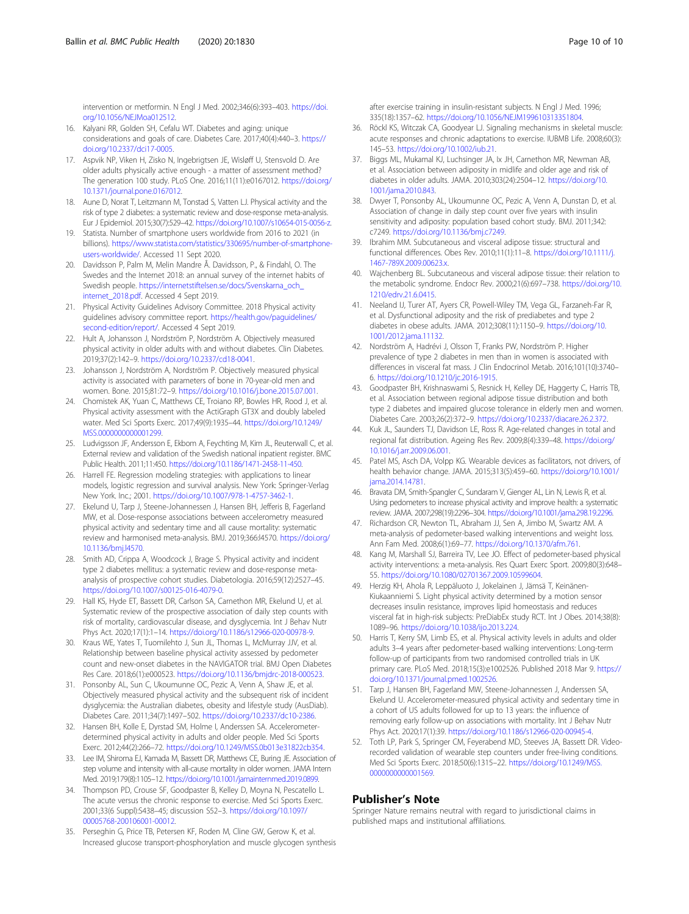intervention or metformin. N Engl J Med. 2002;346(6):393–403. https://doi.org/10.1056/NEJMoa012512.

16. Kalyani RR, Golden SH, Cefalu WT. Diabetes and aging: unique considerations and goals of care. Diabetes Care. 2017;40(4):440–3. https://doi.org/10.2337/dci17-0005.
17. Aspvik NP, Viken H, Zisko N, Ingebrigtsen JE, Wisløff U, Stensvold D. Are older adults physically active enough - a matter of assessment method? The generation 100 study. PLoS One. 2016;11(11):e0167012. https://doi.org/10.1371/journal.pone.0167012.
18. Aune D, Norat T, Leitzmann M, Tonstad S, Vatten LJ. Physical activity and the risk of type 2 diabetes: a systematic review and dose-response meta-analysis. Eur J Epidemiol. 2015;30(7):529–42. https://doi.org/10.1007/s10654-015-0056-z.
19. Statista. Number of smartphone users worldwide from 2016 to 2021 (in billions). https://www.statista.com/statistics/330695/number-of-smartphone-users-worldwide/. Accessed 11 Sept 2020.
20. Davidsson P, Palm M, Melin Mandre Å. Davidsson, P., & Findahl, O. The Swedes and the Internet 2018: an annual survey of the internet habits of Swedish people. https://internetstiftelsen.se/docs/Svenskarna_och_internet_2018.pdf. Accessed 4 Sept 2019.
21. Physical Activity Guidelines Advisory Committee. 2018 Physical activity guidelines advisory committee report. https://health.gov/paguidelines/second-edition/report/. Accessed 4 Sept 2019.
22. Hult A, Johansson J, Nordström P, Nordström A. Objectively measured physical activity in older adults with and without diabetes. Clin Diabetes. 2019;37(2):142–9. https://doi.org/10.2337/cd18-0041.
23. Johansson J, Nordström A, Nordström P. Objectively measured physical activity is associated with parameters of bone in 70-year-old men and women. Bone. 2015;81:72–9. https://doi.org/10.1016/j.bone.2015.07.001.
24. Chomistek AK, Yuan C, Matthews CE, Troiano RP, Bowles HR, Rood J, et al. Physical activity assessment with the ActiGraph GT3X and doubly labeled water. Med Sci Sports Exerc. 2017;49(9):1935–44. https://doi.org/10.1249/MSS.0000000000001299.
25. Ludvigsson JF, Andersson E, Ekbom A, Feychting M, Kim JL, Reuterwall C, et al. External review and validation of the Swedish national inpatient register. BMC Public Health. 2011;11:450. https://doi.org/10.1186/1471-2458-11-450.
26. Harrell FE. Regression modeling strategies: with applications to linear models, logistic regression and survival analysis. New York: Springer-Verlag New York. Inc.; 2001. https://doi.org/10.1007/978-1-4757-3462-1.
27. Ekelund U, Tarp J, Steene-Johannessen J, Hansen BH, Jefferis B, Fagerland MW, et al. Dose-response associations between accelerometry measured physical activity and sedentary time and all cause mortality: systematic review and harmonised meta-analysis. BMJ. 2019;366:l4570. https://doi.org/10.1136/bmj.l4570.
28. Smith AD, Crippa A, Woodcock J, Brage S. Physical activity and incident type 2 diabetes mellitus: a systematic review and dose-response meta-analysis of prospective cohort studies. Diabetologia. 2016;59(12):2527–45. https://doi.org/10.1007/s00125-016-4079-0.
29. Hall KS, Hyde ET, Bassett DR, Carlson SA, Carnethon MR, Ekelund U, et al. Systematic review of the prospective association of daily step counts with risk of mortality, cardiovascular disease, and dysglycemia. Int J Behav Nutr Phys Act. 2020;17(1):1–14. https://doi.org/10.1186/s12966-020-00978-9.
30. Kraus WE, Yates T, Tuomilehto J, Sun JL, Thomas L, McMurray JJV, et al. Relationship between baseline physical activity assessed by pedometer count and new-onset diabetes in the NAVIGATOR trial. BMJ Open Diabetes Res Care. 2018;6(1):e000523. https://doi.org/10.1136/bmjdrc-2018-000523.
31. Ponsonby AL, Sun C, Ukoumunne OC, Pezic A, Venn A, Shaw JE, et al. Objectively measured physical activity and the subsequent risk of incident dysglycemia: the Australian diabetes, obesity and lifestyle study (AusDiab). Diabetes Care. 2011;34(7):1497–502. https://doi.org/10.2337/dc10-2386.
32. Hansen BH, Kolle E, Dyrstad SM, Holme I, Anderssen SA. Accelerometer-determined physical activity in adults and older people. Med Sci Sports Exerc. 2012;44(2):266–72. https://doi.org/10.1249/MSS.0b013e31822cb354.
33. Lee IM, Shiroma EJ, Kamada M, Bassett DR, Matthews CE, Buring JE. Association of step volume and intensity with all-cause mortality in older women. JAMA Intern Med. 2019;179(8):1105–12. https://doi.org/10.1001/jamainternmed.2019.0899.
34. Thompson PD, Crouse SF, Goodpaster B, Kelley D, Moyna N, Pescatello L. The acute versus the chronic response to exercise. Med Sci Sports Exerc. 2001;33(6 Suppl):S438–45; discussion S52–3. https://doi.org/10.1097/00005768-200106001-00012.
35. Perseghin G, Price TB, Petersen KF, Roden M, Cline GW, Gerow K, et al. Increased glucose transport-phosphorylation and muscle glycogen synthesis after exercise training in insulin-resistant subjects. N Engl J Med. 1996; 335(18):1357–62. https://doi.org/10.1056/NEJM199610313351804.
36. Röckl KS, Witczak CA, Goodyear LJ. Signaling mechanisms in skeletal muscle: acute responses and chronic adaptations to exercise. IUBMB Life. 2008;60(3): 145–53. https://doi.org/10.1002/iub.21.
37. Biggs ML, Mukamal KJ, Luchsinger JA, Ix JH, Carnethon MR, Newman AB, et al. Association between adiposity in midlife and older age and risk of diabetes in older adults. JAMA. 2010;303(24):2504–12. https://doi.org/10.1001/jama.2010.843.
38. Dwyer T, Ponsonby AL, Ukoumunne OC, Pezic A, Venn A, Dunstan D, et al. Association of change in daily step count over five years with insulin sensitivity and adiposity: population based cohort study. BMJ. 2011;342: c7249. https://doi.org/10.1136/bmj.c7249.
39. Ibrahim MM. Subcutaneous and visceral adipose tissue: structural and functional differences. Obes Rev. 2010;11(1):11–8. https://doi.org/10.1111/j.1467-789X.2009.00623.x.
40. Wajchenberg BL. Subcutaneous and visceral adipose tissue: their relation to the metabolic syndrome. Endocr Rev. 2000;21(6):697–738. https://doi.org/10.1210/edrv.21.6.0415.
41. Neeland IJ, Turer AT, Ayers CR, Powell-Wiley TM, Vega GL, Farzaneh-Far R, et al. Dysfunctional adiposity and the risk of prediabetes and type 2 diabetes in obese adults. JAMA. 2012;308(11):1150–9. https://doi.org/10.1001/2012.jama.11132.
42. Nordström A, Hadrévi J, Olsson T, Franks PW, Nordström P. Higher prevalence of type 2 diabetes in men than in women is associated with differences in visceral fat mass. J Clin Endocrinol Metab. 2016;101(10):3740–6. https://doi.org/10.1210/jc.2016-1915.
43. Goodpaster BH, Krishnaswami S, Resnick H, Kelley DE, Haggerty C, Harris TB, et al. Association between regional adipose tissue distribution and both type 2 diabetes and impaired glucose tolerance in elderly men and women. Diabetes Care. 2003;26(2):372–9. https://doi.org/10.2337/diacare.26.2.372.
44. Kuk JL, Saunders TJ, Davidson LE, Ross R. Age-related changes in total and regional fat distribution. Ageing Res Rev. 2009;8(4):339–48. https://doi.org/10.1016/j.arr.2009.06.001.
45. Patel MS, Asch DA, Volpp KG. Wearable devices as facilitators, not drivers, of health behavior change. JAMA. 2015;313(5):459–60. https://doi.org/10.1001/jama.2014.14781.
46. Bravata DM, Smith-Spangler C, Sundaram V, Gienger AL, Lin N, Lewis R, et al. Using pedometers to increase physical activity and improve health: a systematic review. JAMA. 2007;298(19):2296–304. https://doi.org/10.1001/jama.298.19.2296.
47. Richardson CR, Newton TL, Abraham JJ, Sen A, Jimbo M, Swartz AM. A meta-analysis of pedometer-based walking interventions and weight loss. Ann Fam Med. 2008;6(1):69–77. https://doi.org/10.1370/afm.761.
48. Kang M, Marshall SJ, Barreira TV, Lee JO. Effect of pedometer-based physical activity interventions: a meta-analysis. Res Quart Exerc Sport. 2009;80(3):648–55. https://doi.org/10.1080/02701367.2009.10599604.
49. Herzig KH, Ahola R, Leppäluoto J, Jokelainen J, Jämsä T, Keinänen-Kiukaanniemi S. Light physical activity determined by a motion sensor decreases insulin resistance, improves lipid homeostasis and reduces visceral fat in high-risk subjects: PreDiabEx study RCT. Int J Obes. 2014;38(8): 1089–96. https://doi.org/10.1038/ijo.2013.224.
50. Harris T, Kerry SM, Limb ES, et al. Physical activity levels in adults and older adults 3–4 years after pedometer-based walking interventions: Long-term follow-up of participants from two randomised controlled trials in UK primary care. PLoS Med. 2018;15(3):e1002526. Published 2018 Mar 9. https://doi.org/10.1371/journal.pmed.1002526.
51. Tarp J, Hansen BH, Fagerland MW, Steene-Johannessen J, Anderssen SA, Ekelund U. Accelerometer-measured physical activity and sedentary time in a cohort of US adults followed for up to 13 years: the influence of removing early follow-up on associations with mortality. Int J Behav Nutr Phys Act. 2020;17(1):39. https://doi.org/10.1186/s12966-020-00945-4.
52. Toth LP, Park S, Springer CM, Feyerabend MD, Steeves JA, Bassett DR. Video-recorded validation of wearable step counters under free-living conditions. Med Sci Sports Exerc. 2018;50(6):1315–22. https://doi.org/10.1249/MSS.0000000000001569.

## Publisher's Note

Springer Nature remains neutral with regard to jurisdictional claims in published maps and institutional affiliations.